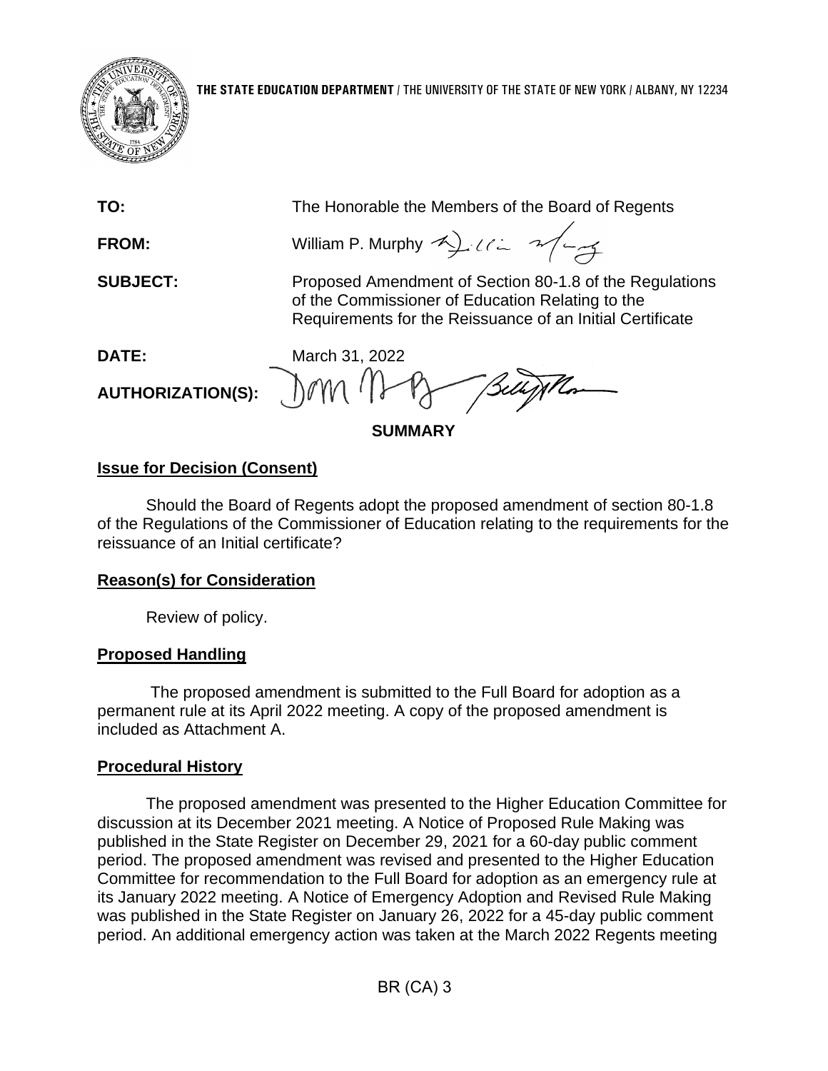**THE STATE EDUCATION DEPARTMENT** / THE UNIVERSITY OF THE STATE OF NEW YORK / ALBANY, NY 12234

**TO:** The Honorable the Members of the Board of Regents

**FROM:** William P. Murphy

**SUBJECT:** Proposed Amendment of Section 80-1.8 of the Regulations of the Commissioner of Education Relating to the Requirements for the Reissuance of an Initial Certificate

**DATE:** March 31, 2022

**AUTHORIZATION(S):**

## SUMMARY

### Issue for Decision (Consent)

Should the Board of Regents adopt the proposed amendment of section 80-1.8 of the Regulations of the Commissioner of Education relating to the requirements for the reissuance of an Initial certificate?

### Reason(s) for Consideration

Review of policy.

### Proposed Handling

The proposed amendment is submitted to the Full Board for adoption as a permanent rule at its April 2022 meeting. A copy of the proposed amendment is included as Attachment A.

### Procedural History

The proposed amendment was presented to the Higher Education Committee for discussion at its December 2021 meeting. A Notice of Proposed Rule Making was published in the State Register on December 29, 2021 for a 60-day public comment period. The proposed amendment was revised and presented to the Higher Education Committee for recommendation to the Full Board for adoption as an emergency rule at its January 2022 meeting. A Notice of Emergency Adoption and Revised Rule Making was published in the State Register on January 26, 2022 for a 45-day public comment period. An additional emergency action was taken at the March 2022 Regents meeting

BR (CA) 3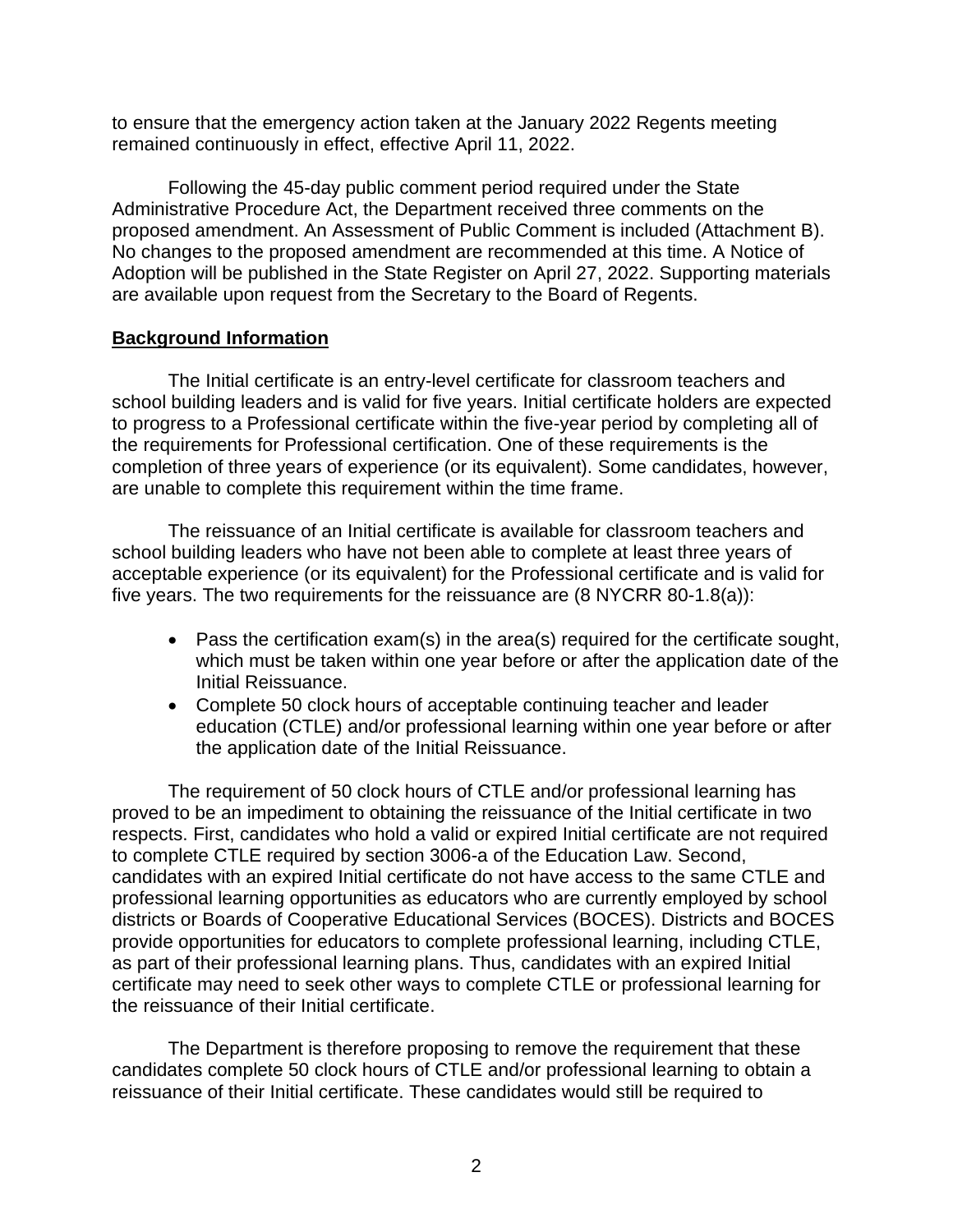to ensure that the emergency action taken at the January 2022 Regents meeting remained continuously in effect, effective April 11, 2022.

Following the 45-day public comment period required under the State Administrative Procedure Act, the Department received three comments on the proposed amendment. An Assessment of Public Comment is included (Attachment B). No changes to the proposed amendment are recommended at this time. A Notice of Adoption will be published in the State Register on April 27, 2022. Supporting materials are available upon request from the Secretary to the Board of Regents.

## Background Information

The Initial certificate is an entry-level certificate for classroom teachers and school building leaders and is valid for five years. Initial certificate holders are expected to progress to a Professional certificate within the five-year period by completing all of the requirements for Professional certification. One of these requirements is the completion of three years of experience (or its equivalent). Some candidates, however, are unable to complete this requirement within the time frame.

The reissuance of an Initial certificate is available for classroom teachers and school building leaders who have not been able to complete at least three years of acceptable experience (or its equivalent) for the Professional certificate and is valid for five years. The two requirements for the reissuance are (8 NYCRR 80-1.8(a)):

- Pass the certification exam(s) in the area(s) required for the certificate sought, which must be taken within one year before or after the application date of the Initial Reissuance.
- Complete 50 clock hours of acceptable continuing teacher and leader education (CTLE) and/or professional learning within one year before or after the application date of the Initial Reissuance.

The requirement of 50 clock hours of CTLE and/or professional learning has proved to be an impediment to obtaining the reissuance of the Initial certificate in two respects. First, candidates who hold a valid or expired Initial certificate are not required to complete CTLE required by section 3006-a of the Education Law. Second, candidates with an expired Initial certificate do not have access to the same CTLE and professional learning opportunities as educators who are currently employed by school districts or Boards of Cooperative Educational Services (BOCES). Districts and BOCES provide opportunities for educators to complete professional learning, including CTLE, as part of their professional learning plans. Thus, candidates with an expired Initial certificate may need to seek other ways to complete CTLE or professional learning for the reissuance of their Initial certificate.

The Department is therefore proposing to remove the requirement that these candidates complete 50 clock hours of CTLE and/or professional learning to obtain a reissuance of their Initial certificate. These candidates would still be required to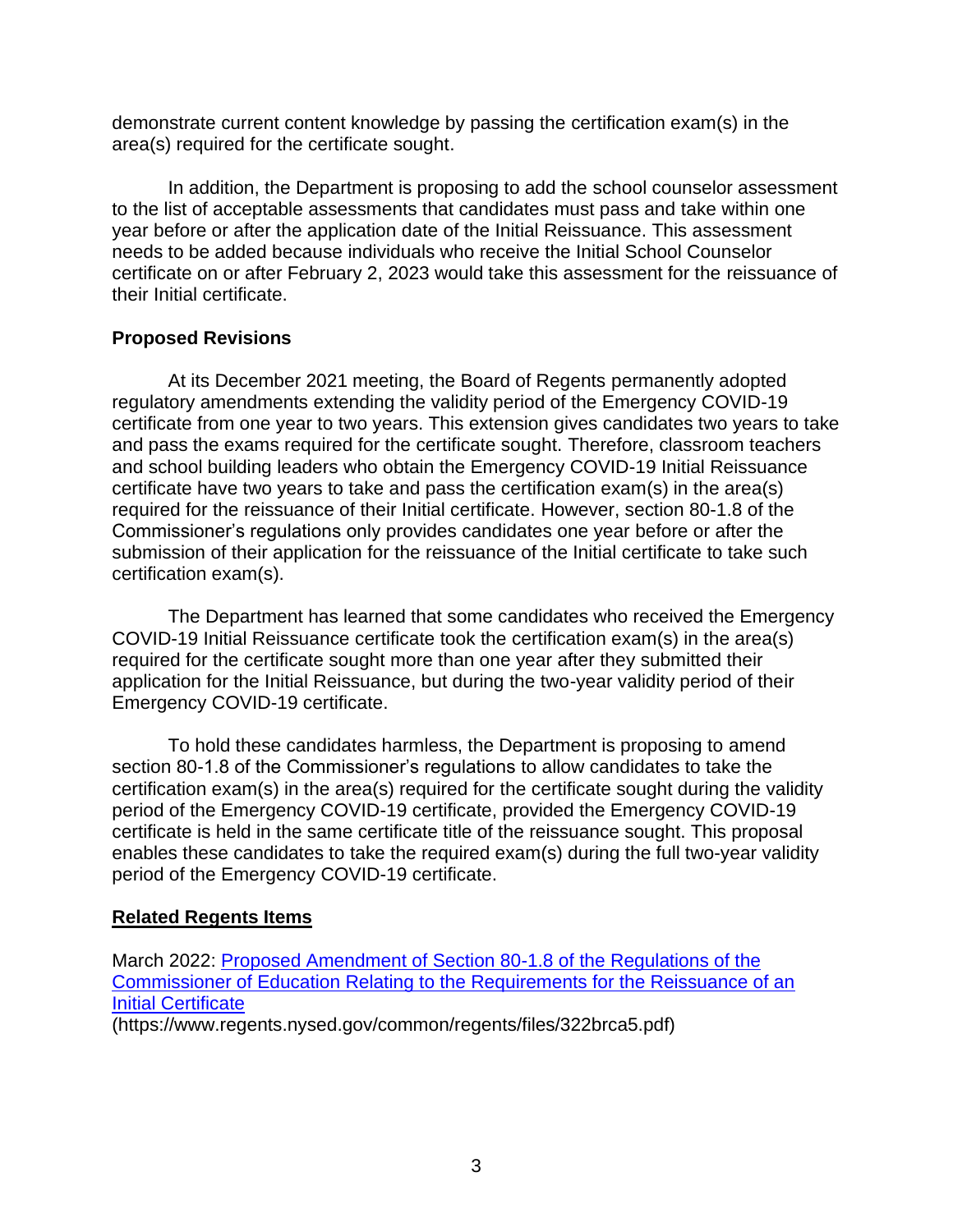demonstrate current content knowledge by passing the certification exam(s) in the area(s) required for the certificate sought.

In addition, the Department is proposing to add the school counselor assessment to the list of acceptable assessments that candidates must pass and take within one year before or after the application date of the Initial Reissuance. This assessment needs to be added because individuals who receive the Initial School Counselor certificate on or after February 2, 2023 would take this assessment for the reissuance of their Initial certificate.

**Proposed Revisions**

At its December 2021 meeting, the Board of Regents permanently adopted regulatory amendments extending the validity period of the Emergency COVID-19 certificate from one year to two years. This extension gives candidates two years to take and pass the exams required for the certificate sought. Therefore, classroom teachers and school building leaders who obtain the Emergency COVID-19 Initial Reissuance certificate have two years to take and pass the certification exam(s) in the area(s) required for the reissuance of their Initial certificate. However, section 80-1.8 of the Commissioner's regulations only provides candidates one year before or after the submission of their application for the reissuance of the Initial certificate to take such certification exam(s).

The Department has learned that some candidates who received the Emergency COVID-19 Initial Reissuance certificate took the certification exam(s) in the area(s) required for the certificate sought more than one year after they submitted their application for the Initial Reissuance, but during the two-year validity period of their Emergency COVID-19 certificate.

To hold these candidates harmless, the Department is proposing to amend section 80-1.8 of the Commissioner's regulations to allow candidates to take the certification exam(s) in the area(s) required for the certificate sought during the validity period of the Emergency COVID-19 certificate, provided the Emergency COVID-19 certificate is held in the same certificate title of the reissuance sought. This proposal enables these candidates to take the required exam(s) during the full two-year validity period of the Emergency COVID-19 certificate.

**Related Regents Items**

March 2022: [Proposed Amendment of Section 80-1.8 of the Regulations of the Commissioner of Education Relating to the Requirements for the Reissuance of an Initial Certificate](https://www.regents.nysed.gov/common/regents/files/322brca5.pdf)
(https://www.regents.nysed.gov/common/regents/files/322brca5.pdf)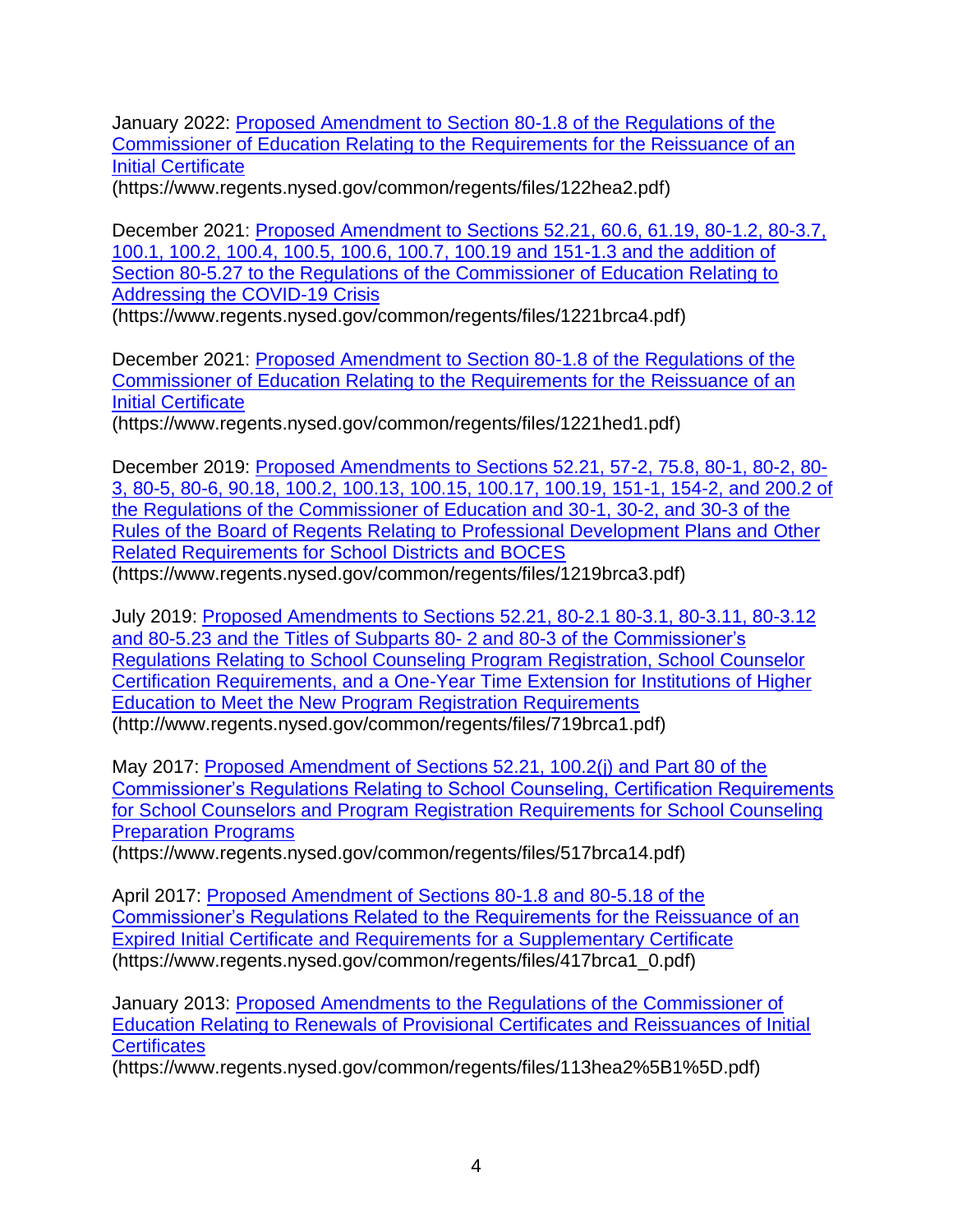January 2022: [Proposed Amendment to Section 80-1.8 of the Regulations of the Commissioner of Education Relating to the Requirements for the Reissuance of an Initial Certificate](https://www.regents.nysed.gov/common/regents/files/122hea2.pdf)
(https://www.regents.nysed.gov/common/regents/files/122hea2.pdf)

December 2021: [Proposed Amendment to Sections 52.21, 60.6, 61.19, 80-1.2, 80-3.7, 100.1, 100.2, 100.4, 100.5, 100.6, 100.7, 100.19 and 151-1.3 and the addition of Section 80-5.27 to the Regulations of the Commissioner of Education Relating to Addressing the COVID-19 Crisis](https://www.regents.nysed.gov/common/regents/files/1221brca4.pdf)
(https://www.regents.nysed.gov/common/regents/files/1221brca4.pdf)

December 2021: [Proposed Amendment to Section 80-1.8 of the Regulations of the Commissioner of Education Relating to the Requirements for the Reissuance of an Initial Certificate](https://www.regents.nysed.gov/common/regents/files/1221hed1.pdf)
(https://www.regents.nysed.gov/common/regents/files/1221hed1.pdf)

December 2019: [Proposed Amendments to Sections 52.21, 57-2, 75.8, 80-1, 80-2, 80-3, 80-5, 80-6, 90.18, 100.2, 100.13, 100.15, 100.17, 100.19, 151-1, 154-2, and 200.2 of the Regulations of the Commissioner of Education and 30-1, 30-2, and 30-3 of the Rules of the Board of Regents Relating to Professional Development Plans and Other Related Requirements for School Districts and BOCES](https://www.regents.nysed.gov/common/regents/files/1219brca3.pdf)
(https://www.regents.nysed.gov/common/regents/files/1219brca3.pdf)

July 2019: [Proposed Amendments to Sections 52.21, 80-2.1 80-3.1, 80-3.11, 80-3.12 and 80-5.23 and the Titles of Subparts 80- 2 and 80-3 of the Commissioner's Regulations Relating to School Counseling Program Registration, School Counselor Certification Requirements, and a One-Year Time Extension for Institutions of Higher Education to Meet the New Program Registration Requirements](http://www.regents.nysed.gov/common/regents/files/719brca1.pdf)
(http://www.regents.nysed.gov/common/regents/files/719brca1.pdf)

May 2017: [Proposed Amendment of Sections 52.21, 100.2(j) and Part 80 of the Commissioner's Regulations Relating to School Counseling, Certification Requirements for School Counselors and Program Registration Requirements for School Counseling Preparation Programs](https://www.regents.nysed.gov/common/regents/files/517brca14.pdf)
(https://www.regents.nysed.gov/common/regents/files/517brca14.pdf)

April 2017: [Proposed Amendment of Sections 80-1.8 and 80-5.18 of the Commissioner's Regulations Related to the Requirements for the Reissuance of an Expired Initial Certificate and Requirements for a Supplementary Certificate](https://www.regents.nysed.gov/common/regents/files/417brca1_0.pdf)
(https://www.regents.nysed.gov/common/regents/files/417brca1_0.pdf)

January 2013: [Proposed Amendments to the Regulations of the Commissioner of Education Relating to Renewals of Provisional Certificates and Reissuances of Initial Certificates](https://www.regents.nysed.gov/common/regents/files/113hea2%5B1%5D.pdf)
(https://www.regents.nysed.gov/common/regents/files/113hea2%5B1%5D.pdf)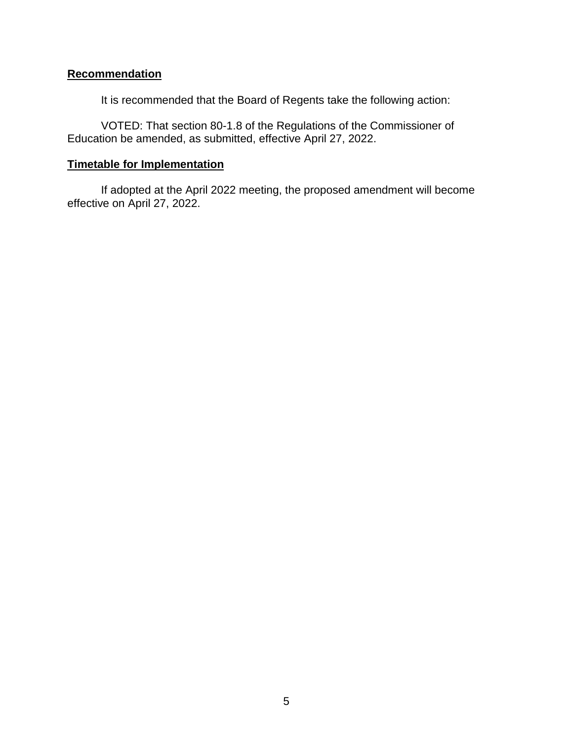**Recommendation**

It is recommended that the Board of Regents take the following action:

VOTED: That section 80-1.8 of the Regulations of the Commissioner of Education be amended, as submitted, effective April 27, 2022.

**Timetable for Implementation**

If adopted at the April 2022 meeting, the proposed amendment will become effective on April 27, 2022.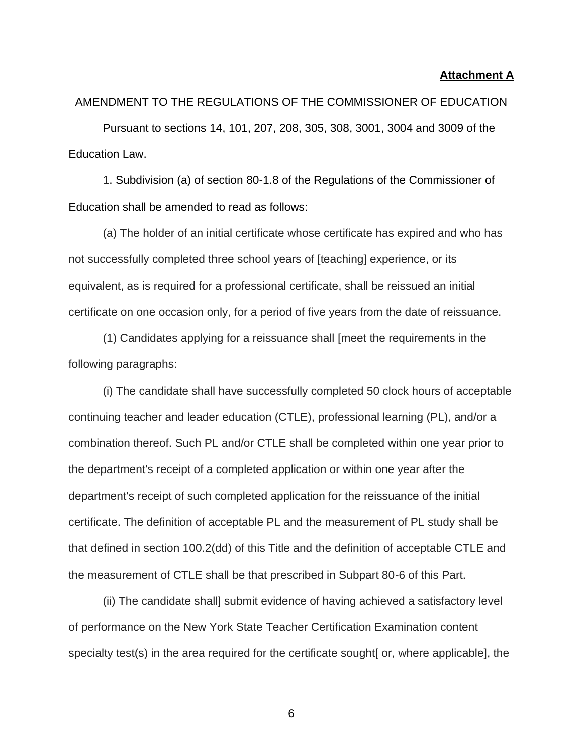**Attachment A**

AMENDMENT TO THE REGULATIONS OF THE COMMISSIONER OF EDUCATION

Pursuant to sections 14, 101, 207, 208, 305, 308, 3001, 3004 and 3009 of the Education Law.

1. Subdivision (a) of section 80-1.8 of the Regulations of the Commissioner of Education shall be amended to read as follows:

(a) The holder of an initial certificate whose certificate has expired and who has not successfully completed three school years of [teaching] experience, or its equivalent, as is required for a professional certificate, shall be reissued an initial certificate on one occasion only, for a period of five years from the date of reissuance.

(1) Candidates applying for a reissuance shall [meet the requirements in the following paragraphs:

(i) The candidate shall have successfully completed 50 clock hours of acceptable continuing teacher and leader education (CTLE), professional learning (PL), and/or a combination thereof. Such PL and/or CTLE shall be completed within one year prior to the department's receipt of a completed application or within one year after the department's receipt of such completed application for the reissuance of the initial certificate. The definition of acceptable PL and the measurement of PL study shall be that defined in section 100.2(dd) of this Title and the definition of acceptable CTLE and the measurement of CTLE shall be that prescribed in Subpart 80-6 of this Part.

(ii) The candidate shall] submit evidence of having achieved a satisfactory level of performance on the New York State Teacher Certification Examination content specialty test(s) in the area required for the certificate sought[ or, where applicable], the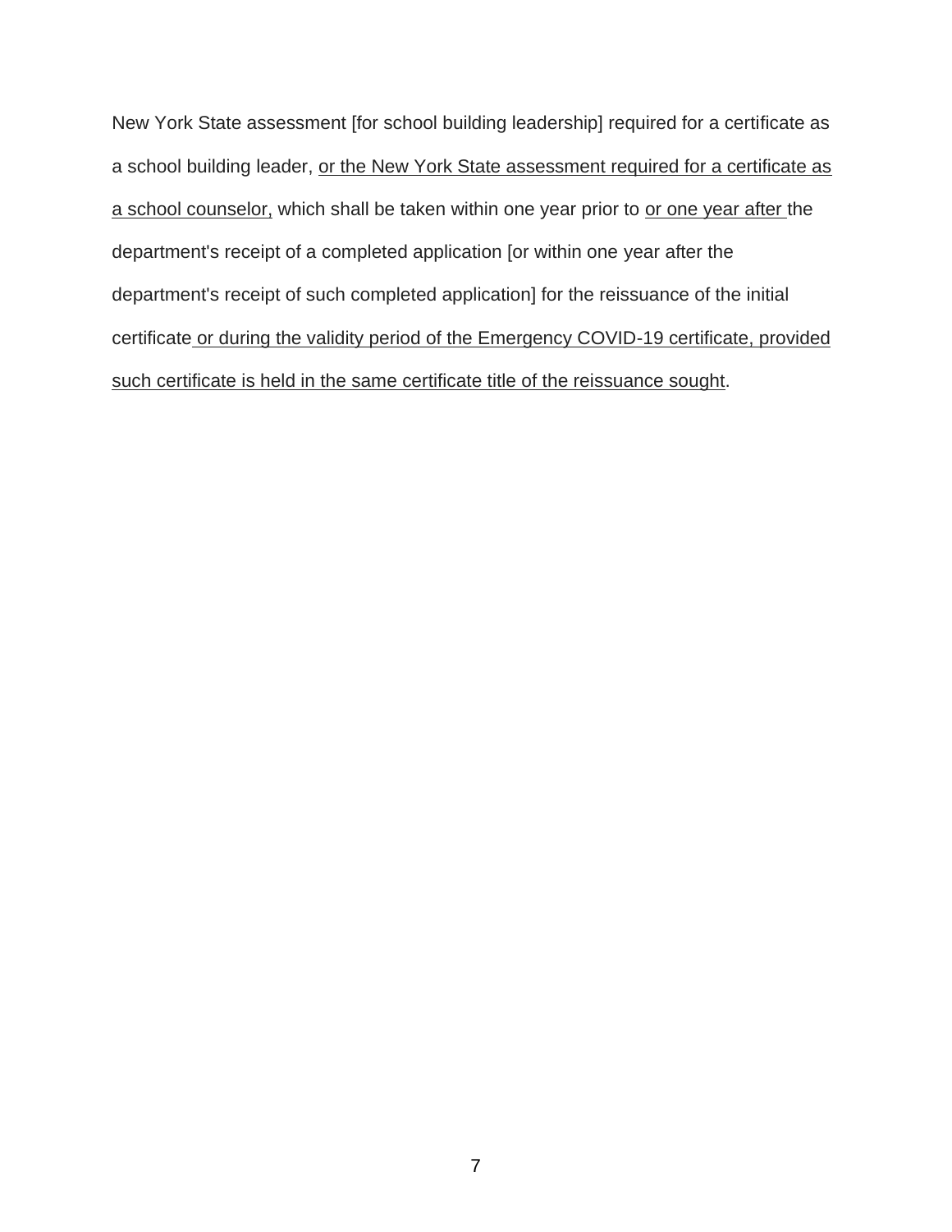New York State assessment [for school building leadership] required for a certificate as a school building leader, <u>or the New York State assessment required for a certificate as a school counselor,</u> which shall be taken within one year prior to <u>or one year after</u> the department's receipt of a completed application [or within one year after the department's receipt of such completed application] for the reissuance of the initial certificate <u>or during the validity period of the Emergency COVID-19 certificate, provided such certificate is held in the same certificate title of the reissuance sought</u>.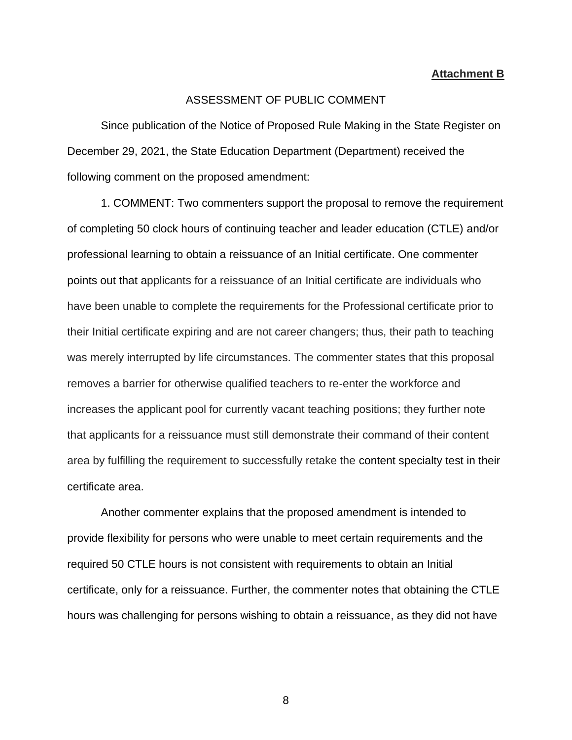**Attachment B**

ASSESSMENT OF PUBLIC COMMENT

Since publication of the Notice of Proposed Rule Making in the State Register on December 29, 2021, the State Education Department (Department) received the following comment on the proposed amendment:

1. COMMENT: Two commenters support the proposal to remove the requirement of completing 50 clock hours of continuing teacher and leader education (CTLE) and/or professional learning to obtain a reissuance of an Initial certificate. One commenter points out that applicants for a reissuance of an Initial certificate are individuals who have been unable to complete the requirements for the Professional certificate prior to their Initial certificate expiring and are not career changers; thus, their path to teaching was merely interrupted by life circumstances. The commenter states that this proposal removes a barrier for otherwise qualified teachers to re-enter the workforce and increases the applicant pool for currently vacant teaching positions; they further note that applicants for a reissuance must still demonstrate their command of their content area by fulfilling the requirement to successfully retake the content specialty test in their certificate area.

Another commenter explains that the proposed amendment is intended to provide flexibility for persons who were unable to meet certain requirements and the required 50 CTLE hours is not consistent with requirements to obtain an Initial certificate, only for a reissuance. Further, the commenter notes that obtaining the CTLE hours was challenging for persons wishing to obtain a reissuance, as they did not have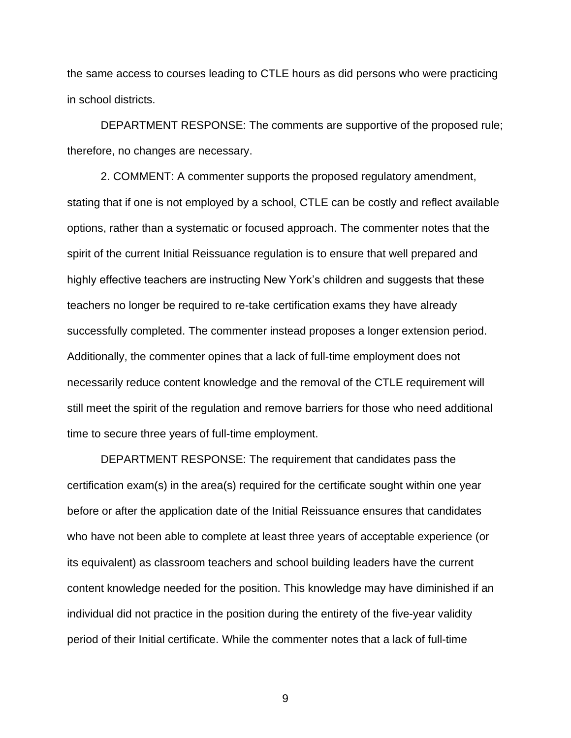the same access to courses leading to CTLE hours as did persons who were practicing in school districts.

DEPARTMENT RESPONSE: The comments are supportive of the proposed rule; therefore, no changes are necessary.

2. COMMENT: A commenter supports the proposed regulatory amendment, stating that if one is not employed by a school, CTLE can be costly and reflect available options, rather than a systematic or focused approach. The commenter notes that the spirit of the current Initial Reissuance regulation is to ensure that well prepared and highly effective teachers are instructing New York's children and suggests that these teachers no longer be required to re-take certification exams they have already successfully completed. The commenter instead proposes a longer extension period. Additionally, the commenter opines that a lack of full-time employment does not necessarily reduce content knowledge and the removal of the CTLE requirement will still meet the spirit of the regulation and remove barriers for those who need additional time to secure three years of full-time employment.

DEPARTMENT RESPONSE: The requirement that candidates pass the certification exam(s) in the area(s) required for the certificate sought within one year before or after the application date of the Initial Reissuance ensures that candidates who have not been able to complete at least three years of acceptable experience (or its equivalent) as classroom teachers and school building leaders have the current content knowledge needed for the position. This knowledge may have diminished if an individual did not practice in the position during the entirety of the five-year validity period of their Initial certificate. While the commenter notes that a lack of full-time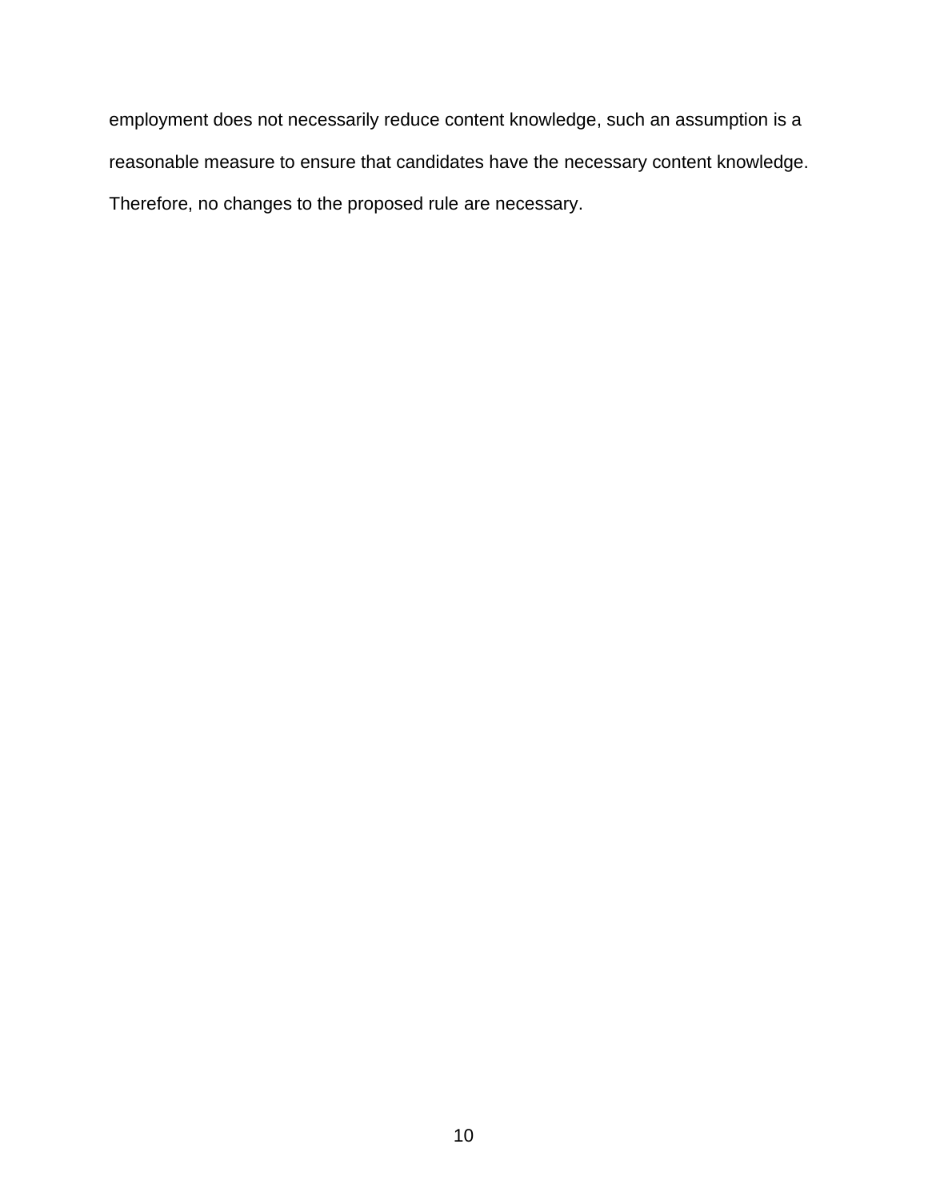employment does not necessarily reduce content knowledge, such an assumption is a reasonable measure to ensure that candidates have the necessary content knowledge. Therefore, no changes to the proposed rule are necessary.